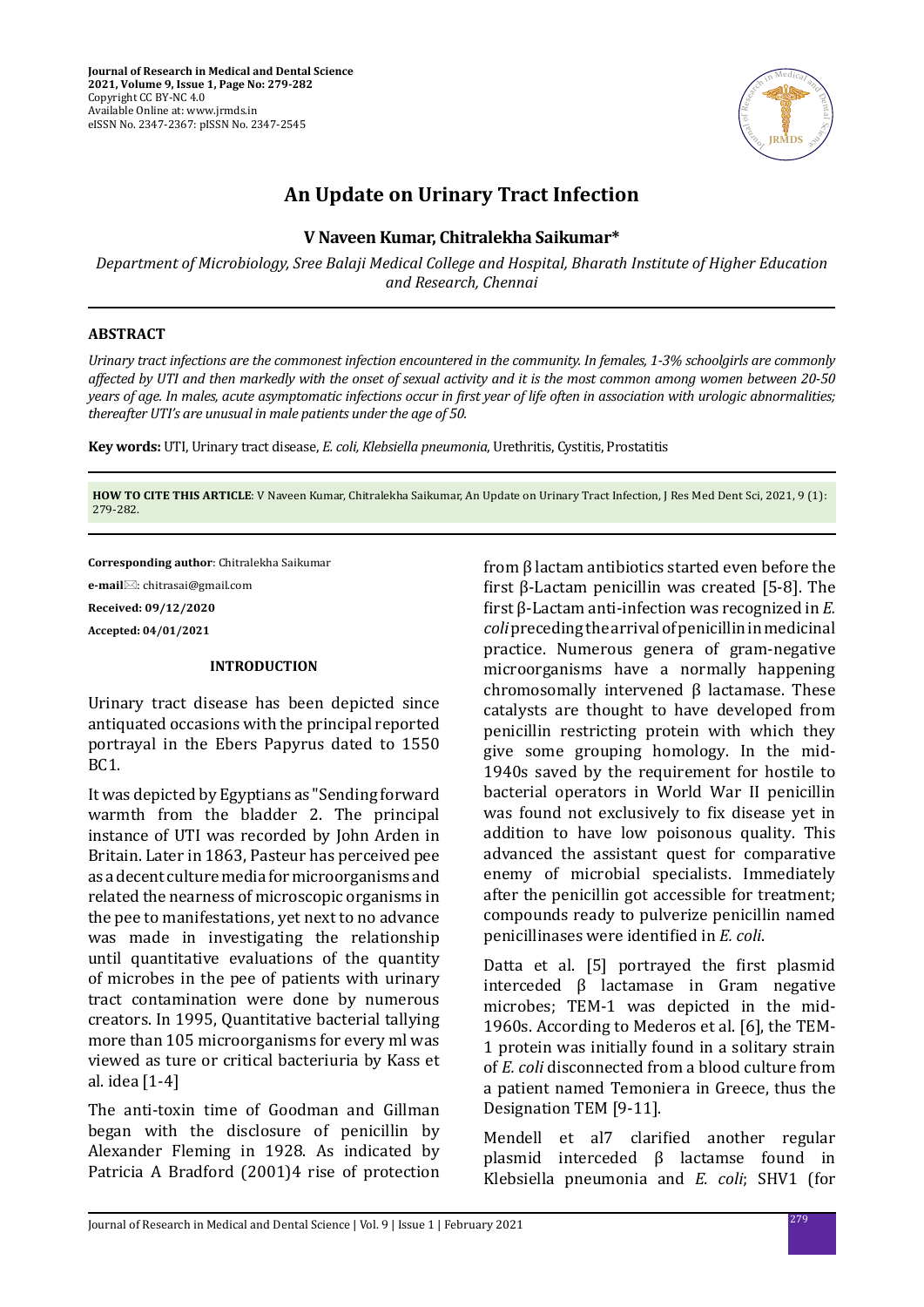# An Update on Urinary Tract Infection

**V Naveen Kumar, Chitralekha Saikumar***

*Department of Microbiology, Sree Balaji Medical College and Hospital, Bharath Institute of Higher Education and Research, Chennai*

## ABSTRACT

*Urinary tract infections are the commonest infection encountered in the community. In females, 1-3% schoolgirls are commonly affected by UTI and then markedly with the onset of sexual activity and it is the most common among women between 20-50 years of age. In males, acute asymptomatic infections occur in first year of life often in association with urologic abnormalities; thereafter UTI's are unusual in male patients under the age of 50.*

**Key words:** UTI, Urinary tract disease, *E. coli, Klebsiella pneumonia*, Urethritis, Cystitis, Prostatitis

**HOW TO CITE THIS ARTICLE**: V Naveen Kumar, Chitralekha Saikumar, An Update on Urinary Tract Infection, J Res Med Dent Sci, 2021, 9 (1): 279-282.

**Corresponding author**: Chitralekha Saikumar

**e-mail**: chitrasai@gmail.com

**Received: 09/12/2020**

**Accepted: 04/01/2021**

## INTRODUCTION

Urinary tract disease has been depicted since antiquated occasions with the principal reported portrayal in the Ebers Papyrus dated to 1550 BC1.

It was depicted by Egyptians as "Sending forward warmth from the bladder 2. The principal instance of UTI was recorded by John Arden in Britain. Later in 1863, Pasteur has perceived pee as a decent culture media for microorganisms and related the nearness of microscopic organisms in the pee to manifestations, yet next to no advance was made in investigating the relationship until quantitative evaluations of the quantity of microbes in the pee of patients with urinary tract contamination were done by numerous creators. In 1995, Quantitative bacterial tallying more than 105 microorganisms for every ml was viewed as ture or critical bacteriuria by Kass et al. idea [1-4]

The anti-toxin time of Goodman and Gillman began with the disclosure of penicillin by Alexander Fleming in 1928. As indicated by Patricia A Bradford (2001)4 rise of protection from β lactam antibiotics started even before the first β-Lactam penicillin was created [5-8]. The first β-Lactam anti-infection was recognized in *E. coli* preceding the arrival of penicillin in medicinal practice. Numerous genera of gram-negative microorganisms have a normally happening chromosomally intervened β lactamase. These catalysts are thought to have developed from penicillin restricting protein with which they give some grouping homology. In the mid-1940s saved by the requirement for hostile to bacterial operators in World War II penicillin was found not exclusively to fix disease yet in addition to have low poisonous quality. This advanced the assistant quest for comparative enemy of microbial specialists. Immediately after the penicillin got accessible for treatment; compounds ready to pulverize penicillin named penicillinases were identified in *E. coli*.

Datta et al. [5] portrayed the first plasmid interceded β lactamase in Gram negative microbes; TEM-1 was depicted in the mid-1960s. According to Mederos et al. [6], the TEM-1 protein was initially found in a solitary strain of *E. coli* disconnected from a blood culture from a patient named Temoniera in Greece, thus the Designation TEM [9-11].

Mendell et al7 clarified another regular plasmid interceded β lactamse found in Klebsiella pneumonia and *E. coli*; SHV1 (for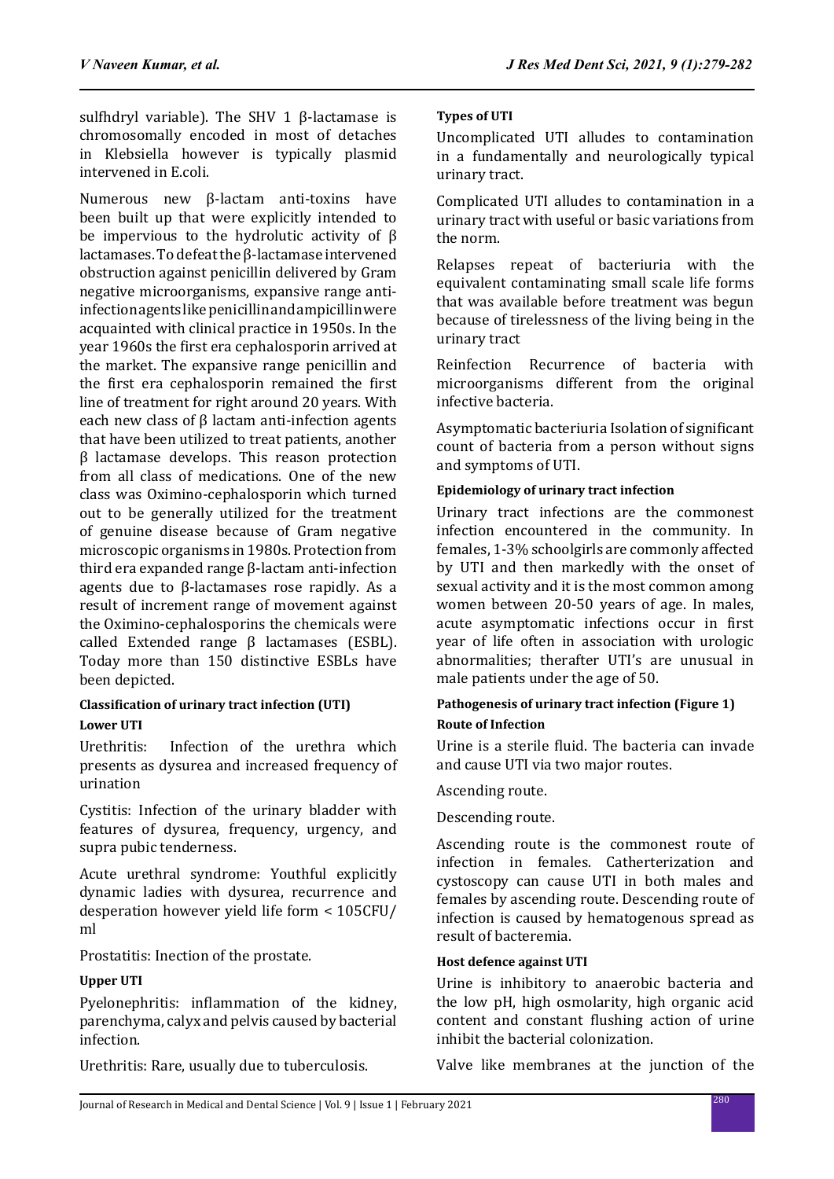sulfhdryl variable). The SHV 1 β-lactamase is chromosomally encoded in most of detaches in Klebsiella however is typically plasmid intervened in E.coli.

Numerous new β-lactam anti-toxins have been built up that were explicitly intended to be impervious to the hydrolutic activity of β lactamases. To defeat the β-lactamase intervened obstruction against penicillin delivered by Gram negative microorganisms, expansive range anti-infection agents like penicillin and ampicillin were acquainted with clinical practice in 1950s. In the year 1960s the first era cephalosporin arrived at the market. The expansive range penicillin and the first era cephalosporin remained the first line of treatment for right around 20 years. With each new class of β lactam anti-infection agents that have been utilized to treat patients, another β lactamase develops. This reason protection from all class of medications. One of the new class was Oximino-cephalosporin which turned out to be generally utilized for the treatment of genuine disease because of Gram negative microscopic organisms in 1980s. Protection from third era expanded range β-lactam anti-infection agents due to β-lactamases rose rapidly. As a result of increment range of movement against the Oximino-cephalosporins the chemicals were called Extended range β lactamases (ESBL). Today more than 150 distinctive ESBLs have been depicted.

### Classification of urinary tract infection (UTI)

#### Lower UTI

Urethritis: Infection of the urethra which presents as dysurea and increased frequency of urination

Cystitis: Infection of the urinary bladder with features of dysurea, frequency, urgency, and supra pubic tenderness.

Acute urethral syndrome: Youthful explicitly dynamic ladies with dysurea, recurrence and desperation however yield life form < 105CFU/ml

Prostatitis: Inection of the prostate.

#### Upper UTI

Pyelonephritis: inflammation of the kidney, parenchyma, calyx and pelvis caused by bacterial infection.

Urethritis: Rare, usually due to tuberculosis.

#### Types of UTI

Uncomplicated UTI alludes to contamination in a fundamentally and neurologically typical urinary tract.

Complicated UTI alludes to contamination in a urinary tract with useful or basic variations from the norm.

Relapses repeat of bacteriuria with the equivalent contaminating small scale life forms that was available before treatment was begun because of tirelessness of the living being in the urinary tract

Reinfection Recurrence of bacteria with microorganisms different from the original infective bacteria.

Asymptomatic bacteriuria Isolation of significant count of bacteria from a person without signs and symptoms of UTI.

### Epidemiology of urinary tract infection

Urinary tract infections are the commonest infection encountered in the community. In females, 1-3% schoolgirls are commonly affected by UTI and then markedly with the onset of sexual activity and it is the most common among women between 20-50 years of age. In males, acute asymptomatic infections occur in first year of life often in association with urologic abnormalities; therafter UTI's are unusual in male patients under the age of 50.

### Pathogenesis of urinary tract infection (Figure 1)

#### Route of Infection

Urine is a sterile fluid. The bacteria can invade and cause UTI via two major routes.

Ascending route.

Descending route.

Ascending route is the commonest route of infection in females. Catherterization and cystoscopy can cause UTI in both males and females by ascending route. Descending route of infection is caused by hematogenous spread as result of bacteremia.

#### Host defence against UTI

Urine is inhibitory to anaerobic bacteria and the low pH, high osmolarity, high organic acid content and constant flushing action of urine inhibit the bacterial colonization.

Valve like membranes at the junction of the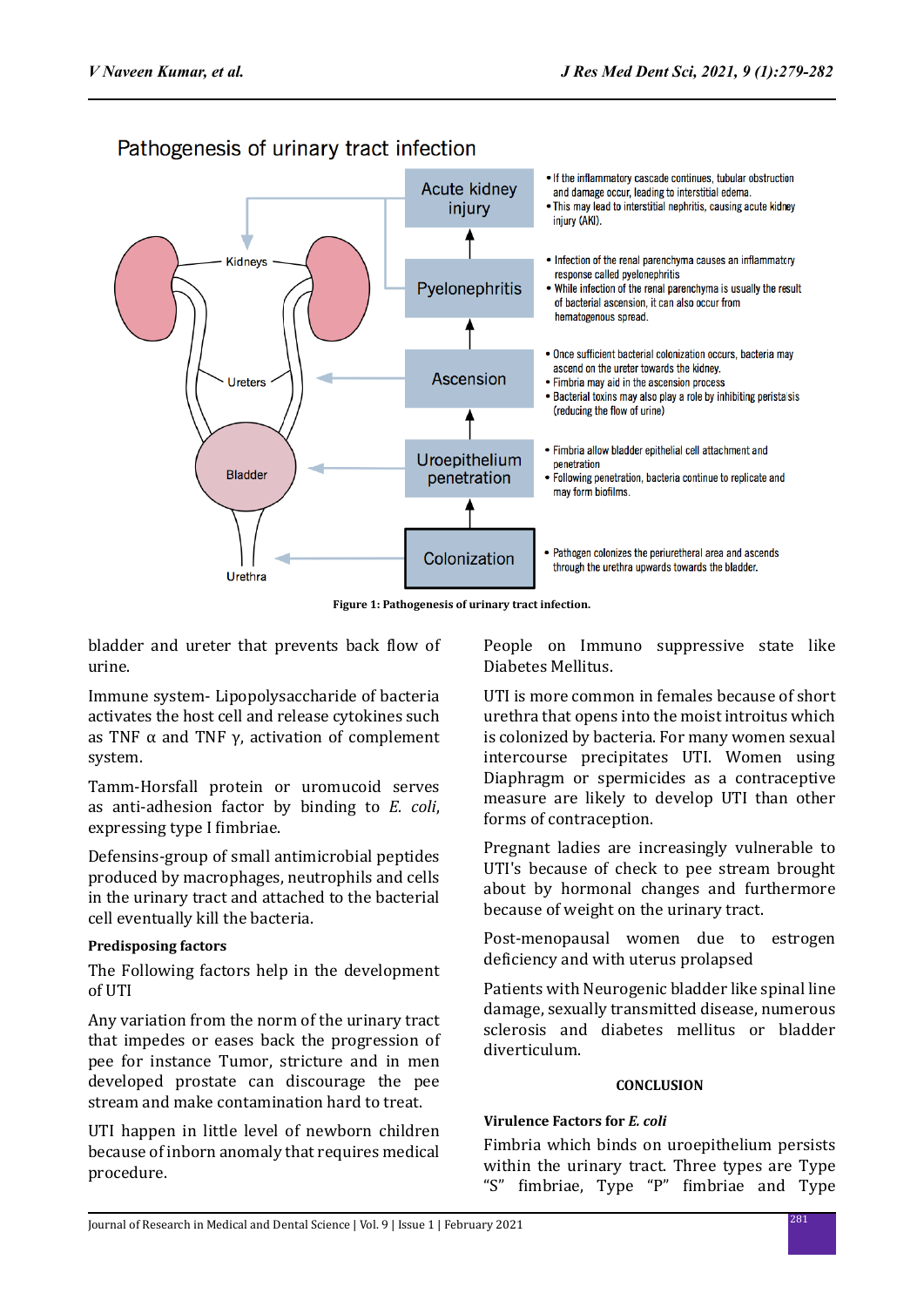Figure 1: Pathogenesis of urinary tract infection.

bladder and ureter that prevents back flow of urine.

Immune system- Lipopolysaccharide of bacteria activates the host cell and release cytokines such as TNF α and TNF γ, activation of complement system.

Tamm-Horsfall protein or uromucoid serves as anti-adhesion factor by binding to *E. coli*, expressing type I fimbriae.

Defensins-group of small antimicrobial peptides produced by macrophages, neutrophils and cells in the urinary tract and attached to the bacterial cell eventually kill the bacteria.

**Predisposing factors**

The Following factors help in the development of UTI

Any variation from the norm of the urinary tract that impedes or eases back the progression of pee for instance Tumor, stricture and in men developed prostate can discourage the pee stream and make contamination hard to treat.

UTI happen in little level of newborn children because of inborn anomaly that requires medical procedure.

People on Immuno suppressive state like Diabetes Mellitus.

UTI is more common in females because of short urethra that opens into the moist introitus which is colonized by bacteria. For many women sexual intercourse precipitates UTI. Women using Diaphragm or spermicides as a contraceptive measure are likely to develop UTI than other forms of contraception.

Pregnant ladies are increasingly vulnerable to UTI's because of check to pee stream brought about by hormonal changes and furthermore because of weight on the urinary tract.

Post-menopausal women due to estrogen deficiency and with uterus prolapsed

Patients with Neurogenic bladder like spinal line damage, sexually transmitted disease, numerous sclerosis and diabetes mellitus or bladder diverticulum.

## CONCLUSION

**Virulence Factors for *E. coli***

Fimbria which binds on uroepithelium persists within the urinary tract. Three types are Type "S" fimbriae, Type "P" fimbriae and Type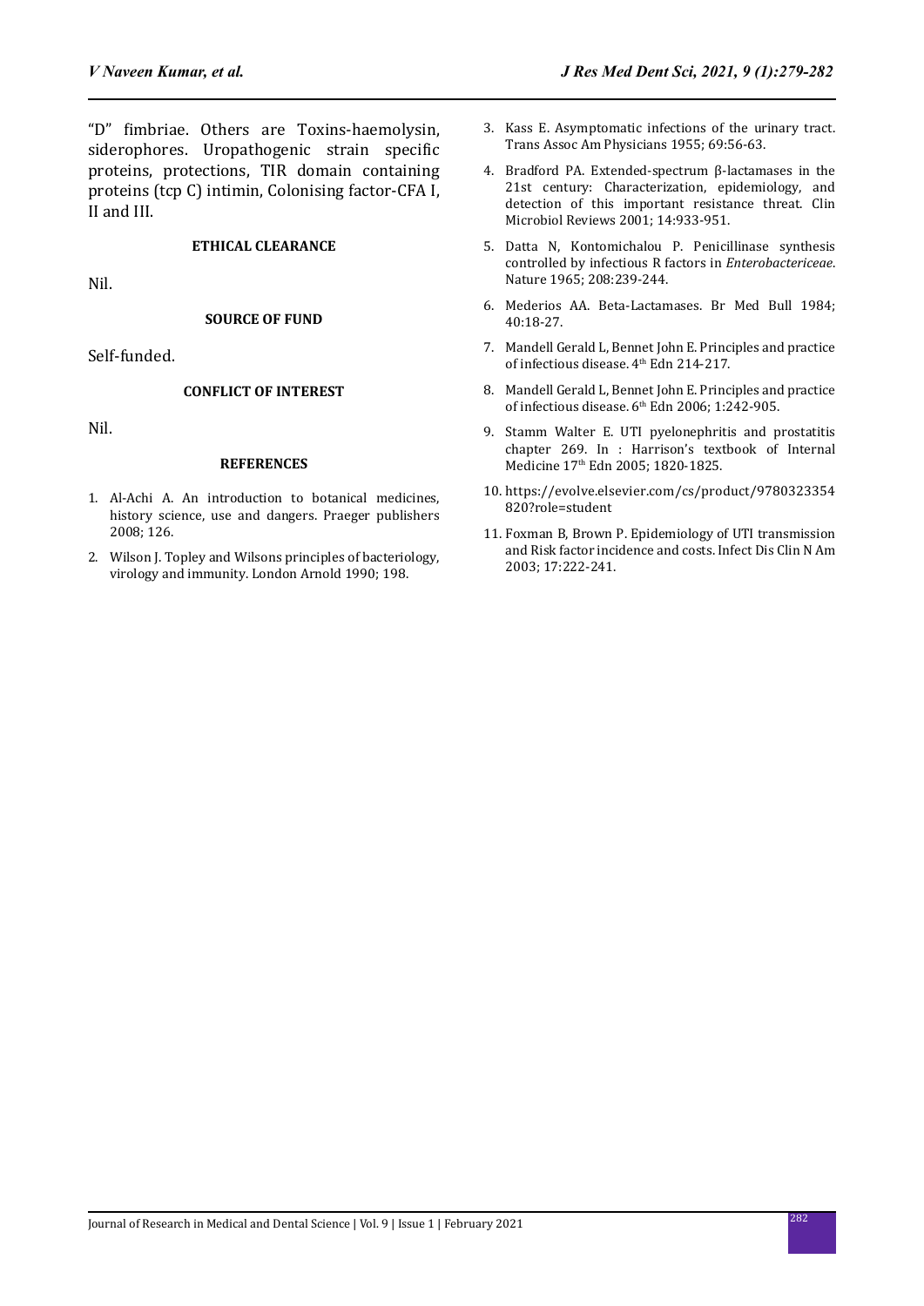"D" fimbriae. Others are Toxins-haemolysin, siderophores. Uropathogenic strain specific proteins, protections, TIR domain containing proteins (tcp C) intimin, Colonising factor-CFA I, II and III.

## ETHICAL CLEARANCE

Nil.

## SOURCE OF FUND

Self-funded.

## CONFLICT OF INTEREST

Nil.

## REFERENCES

1. Al-Achi A. An introduction to botanical medicines, history science, use and dangers. Praeger publishers 2008; 126.
2. Wilson J. Topley and Wilsons principles of bacteriology, virology and immunity. London Arnold 1990; 198.
3. Kass E. Asymptomatic infections of the urinary tract. Trans Assoc Am Physicians 1955; 69:56-63.
4. Bradford PA. Extended-spectrum β-lactamases in the 21st century: Characterization, epidemiology, and detection of this important resistance threat. Clin Microbiol Reviews 2001; 14:933-951.
5. Datta N, Kontomichalou P. Penicillinase synthesis controlled by infectious R factors in *Enterobactericeae*. Nature 1965; 208:239-244.
6. Mederios AA. Beta-Lactamases. Br Med Bull 1984; 40:18-27.
7. Mandell Gerald L, Bennet John E. Principles and practice of infectious disease. 4th Edn 214-217.
8. Mandell Gerald L, Bennet John E. Principles and practice of infectious disease. 6th Edn 2006; 1:242-905.
9. Stamm Walter E. UTI pyelonephritis and prostatitis chapter 269. In : Harrison's textbook of Internal Medicine 17th Edn 2005; 1820-1825.
10. https://evolve.elsevier.com/cs/product/9780323354820?role=student
11. Foxman B, Brown P. Epidemiology of UTI transmission and Risk factor incidence and costs. Infect Dis Clin N Am 2003; 17:222-241.